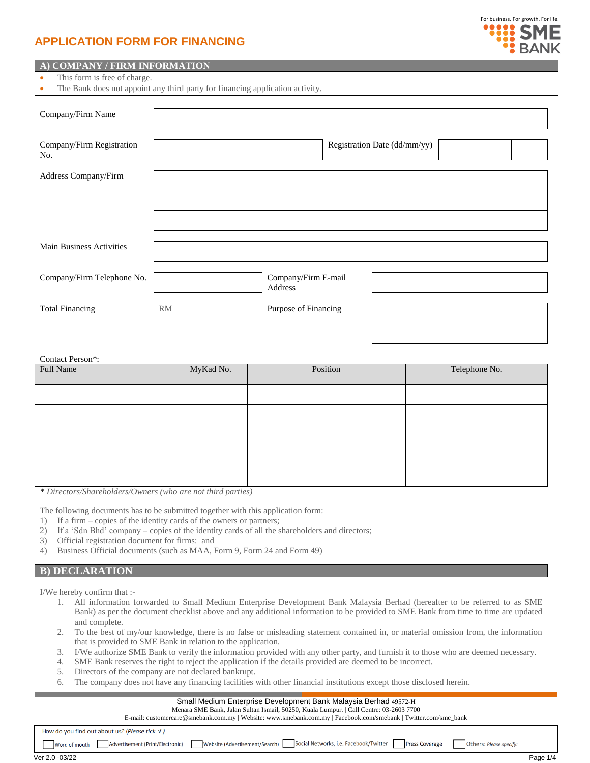# APPLICATION FORM FOR FINANCING

For business. For growth. For life.
SME BANK

## A) COMPANY / FIRM INFORMATION

- This form is free of charge.
- The Bank does not appoint any third party for financing application activity.

| | | | |
|---|---|---|---|
| Company/Firm Name | | | |
| Company/Firm Registration No. | | Registration Date (dd/mm/yy) | |
| Address Company/Firm | | | |
| Main Business Activities | | | |
| Company/Firm Telephone No. | | Company/Firm E-mail Address | |
| Total Financing | RM | Purpose of Financing | |

Contact Person*:

| Full Name | MyKad No. | Position | Telephone No. |
|---|---|---|---|
| | | | |
| | | | |
| | | | |
| | | | |
| | | | |

*\* Directors/Shareholders/Owners (who are not third parties)*

The following documents has to be submitted together with this application form:

1) If a firm – copies of the identity cards of the owners or partners;
2) If a 'Sdn Bhd' company – copies of the identity cards of all the shareholders and directors;
3) Official registration document for firms: and
4) Business Official documents (such as MAA, Form 9, Form 24 and Form 49)

## B) DECLARATION

I/We hereby confirm that :-

1. All information forwarded to Small Medium Enterprise Development Bank Malaysia Berhad (hereafter to be referred to as SME Bank) as per the document checklist above and any additional information to be provided to SME Bank from time to time are updated and complete.
2. To the best of my/our knowledge, there is no false or misleading statement contained in, or material omission from, the information that is provided to SME Bank in relation to the application.
3. I/We authorize SME Bank to verify the information provided with any other party, and furnish it to those who are deemed necessary.
4. SME Bank reserves the right to reject the application if the details provided are deemed to be incorrect.
5. Directors of the company are not declared bankrupt.
6. The company does not have any financing facilities with other financial institutions except those disclosed herein.

Small Medium Enterprise Development Bank Malaysia Berhad 49572-H
Menara SME Bank, Jalan Sultan Ismail, 50250, Kuala Lumpur. | Call Centre: 03-2603 7700
E-mail: customercare@smebank.com.my | Website: www.smebank.com.my | Facebook.com/smebank | Twitter.com/sme_bank

How do you find out about us? (*Please tick √*)

☐ Word of mouth ☐ Advertisement (Print/Electronic) ☐ Website (Advertisement/Search) ☐ Social Networks, i.e. Facebook/Twitter ☐ Press Coverage ☐ Others: *Please specify:*

Ver 2.0 -03/22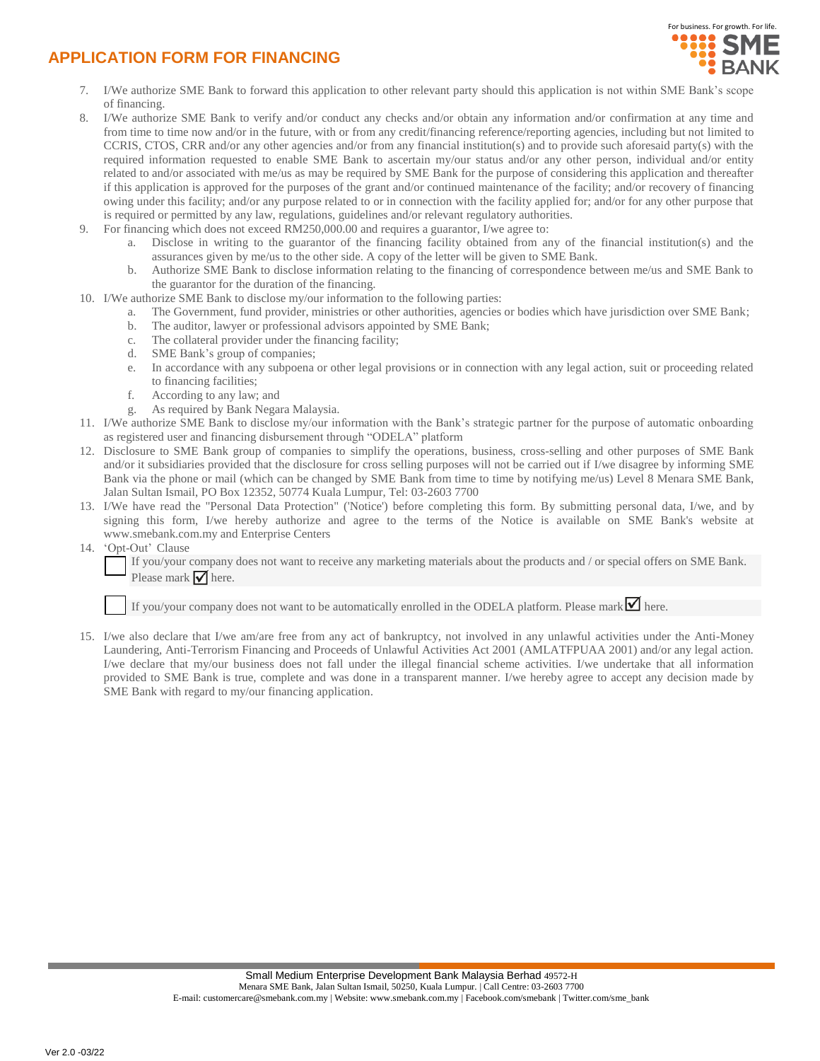## APPLICATION FORM FOR FINANCING

7. I/We authorize SME Bank to forward this application to other relevant party should this application is not within SME Bank's scope of financing.
8. I/We authorize SME Bank to verify and/or conduct any checks and/or obtain any information and/or confirmation at any time and from time to time now and/or in the future, with or from any credit/financing reference/reporting agencies, including but not limited to CCRIS, CTOS, CRR and/or any other agencies and/or from any financial institution(s) and to provide such aforesaid party(s) with the required information requested to enable SME Bank to ascertain my/our status and/or any other person, individual and/or entity related to and/or associated with me/us as may be required by SME Bank for the purpose of considering this application and thereafter if this application is approved for the purposes of the grant and/or continued maintenance of the facility; and/or recovery of financing owing under this facility; and/or any purpose related to or in connection with the facility applied for; and/or for any other purpose that is required or permitted by any law, regulations, guidelines and/or relevant regulatory authorities.
9. For financing which does not exceed RM250,000.00 and requires a guarantor, I/we agree to:
   a. Disclose in writing to the guarantor of the financing facility obtained from any of the financial institution(s) and the assurances given by me/us to the other side. A copy of the letter will be given to SME Bank.
   b. Authorize SME Bank to disclose information relating to the financing of correspondence between me/us and SME Bank to the guarantor for the duration of the financing.
10. I/We authorize SME Bank to disclose my/our information to the following parties:
    a. The Government, fund provider, ministries or other authorities, agencies or bodies which have jurisdiction over SME Bank;
    b. The auditor, lawyer or professional advisors appointed by SME Bank;
    c. The collateral provider under the financing facility;
    d. SME Bank's group of companies;
    e. In accordance with any subpoena or other legal provisions or in connection with any legal action, suit or proceeding related to financing facilities;
    f. According to any law; and
    g. As required by Bank Negara Malaysia.
11. I/We authorize SME Bank to disclose my/our information with the Bank's strategic partner for the purpose of automatic onboarding as registered user and financing disbursement through "ODELA" platform
12. Disclosure to SME Bank group of companies to simplify the operations, business, cross-selling and other purposes of SME Bank and/or it subsidiaries provided that the disclosure for cross selling purposes will not be carried out if I/we disagree by informing SME Bank via the phone or mail (which can be changed by SME Bank from time to time by notifying me/us) Level 8 Menara SME Bank, Jalan Sultan Ismail, PO Box 12352, 50774 Kuala Lumpur, Tel: 03-2603 7700
13. I/We have read the "Personal Data Protection" ('Notice') before completing this form. By submitting personal data, I/we, and by signing this form, I/we hereby authorize and agree to the terms of the Notice is available on SME Bank's website at www.smebank.com.my and Enterprise Centers
14. 'Opt-Out' Clause

    ☐ If you/your company does not want to receive any marketing materials about the products and / or special offers on SME Bank. Please mark ☑ here.

    ☐ If you/your company does not want to be automatically enrolled in the ODELA platform. Please mark ☑ here.

15. I/we also declare that I/we am/are free from any act of bankruptcy, not involved in any unlawful activities under the Anti-Money Laundering, Anti-Terrorism Financing and Proceeds of Unlawful Activities Act 2001 (AMLATFPUAA 2001) and/or any legal action. I/we declare that my/our business does not fall under the illegal financial scheme activities. I/we undertake that all information provided to SME Bank is true, complete and was done in a transparent manner. I/we hereby agree to accept any decision made by SME Bank with regard to my/our financing application.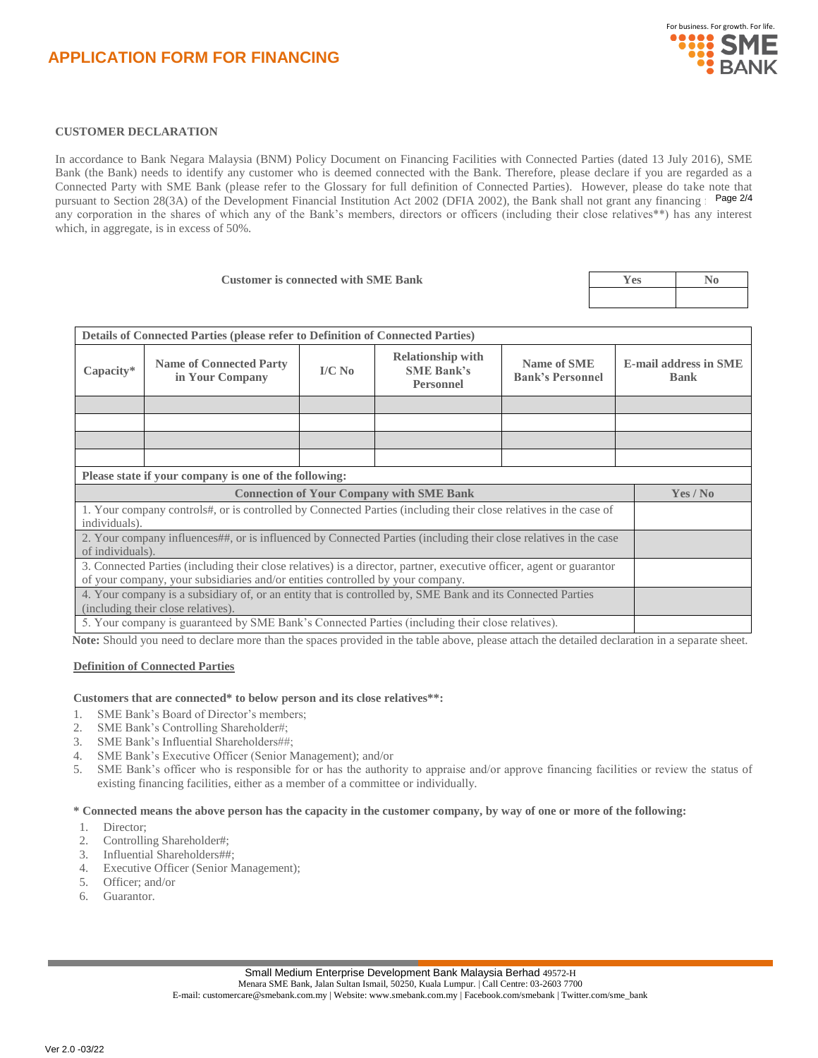# APPLICATION FORM FOR FINANCING

**CUSTOMER DECLARATION**

In accordance to Bank Negara Malaysia (BNM) Policy Document on Financing Facilities with Connected Parties (dated 13 July 2016), SME Bank (the Bank) needs to identify any customer who is deemed connected with the Bank. Therefore, please declare if you are regarded as a Connected Party with SME Bank (please refer to the Glossary for full definition of Connected Parties). However, please do take note that pursuant to Section 28(3A) of the Development Financial Institution Act 2002 (DFIA 2002), the Bank shall not grant any financing to any corporation in the shares of which any of the Bank's members, directors or officers (including their close relatives**) has any interest which, in aggregate, is in excess of 50%.

**Customer is connected with SME Bank**

| Yes | No |
|---|---|
| | |

| Details of Connected Parties (please refer to Definition of Connected Parties) | | | | | |
|---|---|---|---|---|---|
| **Capacity*** | **Name of Connected Party in Your Company** | **I/C No** | **Relationship with SME Bank's Personnel** | **Name of SME Bank's Personnel** | **E-mail address in SME Bank** |
| | | | | | |
| | | | | | |
| | | | | | |
| | | | | | |

**Please state if your company is one of the following:**

| Connection of Your Company with SME Bank | Yes / No |
|---|---|
| 1. Your company controls#, or is controlled by Connected Parties (including their close relatives in the case of individuals). | |
| 2. Your company influences##, or is influenced by Connected Parties (including their close relatives in the case of individuals). | |
| 3. Connected Parties (including their close relatives) is a director, partner, executive officer, agent or guarantor of your company, your subsidiaries and/or entities controlled by your company. | |
| 4. Your company is a subsidiary of, or an entity that is controlled by, SME Bank and its Connected Parties (including their close relatives). | |
| 5. Your company is guaranteed by SME Bank's Connected Parties (including their close relatives). | |

**Note:** Should you need to declare more than the spaces provided in the table above, please attach the detailed declaration in a separate sheet.

**Definition of Connected Parties**

**Customers that are connected* to below person and its close relatives**:**

1. SME Bank's Board of Director's members;
2. SME Bank's Controlling Shareholder#;
3. SME Bank's Influential Shareholders##;
4. SME Bank's Executive Officer (Senior Management); and/or
5. SME Bank's officer who is responsible for or has the authority to appraise and/or approve financing facilities or review the status of existing financing facilities, either as a member of a committee or individually.

**\* Connected means the above person has the capacity in the customer company, by way of one or more of the following:**

1. Director;
2. Controlling Shareholder#;
3. Influential Shareholders##;
4. Executive Officer (Senior Management);
5. Officer; and/or
6. Guarantor.

Small Medium Enterprise Development Bank Malaysia Berhad 49572-H
Menara SME Bank, Jalan Sultan Ismail, 50250, Kuala Lumpur. | Call Centre: 03-2603 7700
E-mail: customercare@smebank.com.my | Website: www.smebank.com.my | Facebook.com/smebank | Twitter.com/sme_bank

Ver 2.0 -03/22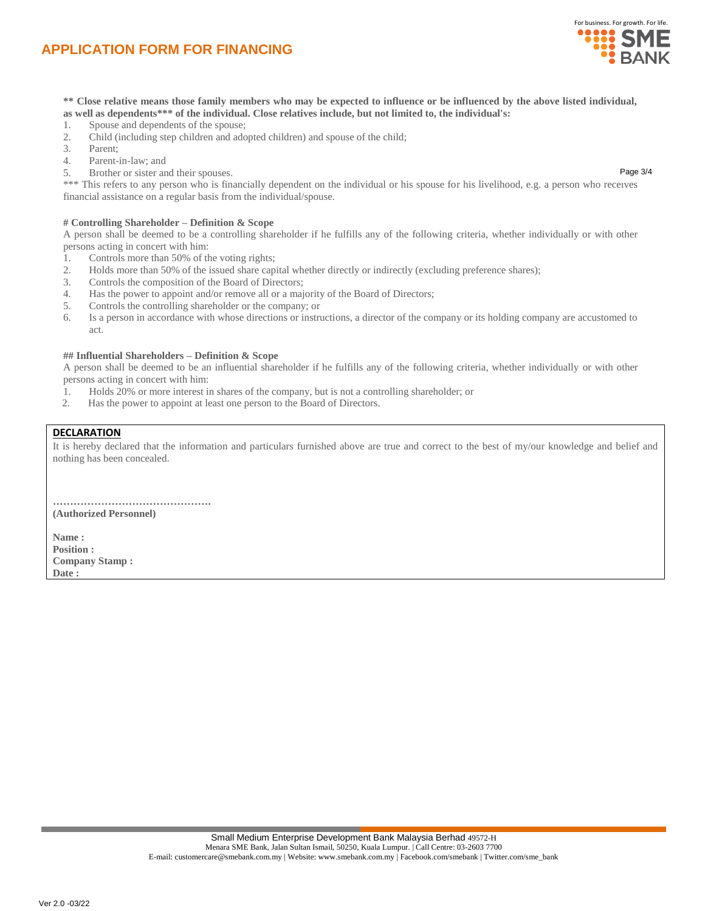**** Close relative means those family members who may be expected to influence or be influenced by the above listed individual, as well as dependents*** of the individual. Close relatives include, but not limited to, the individual's:**

1. Spouse and dependents of the spouse;
2. Child (including step children and adopted children) and spouse of the child;
3. Parent;
4. Parent-in-law; and
5. Brother or sister and their spouses.

*** This refers to any person who is financially dependent on the individual or his spouse for his livelihood, e.g. a person who receives financial assistance on a regular basis from the individual/spouse.

**# Controlling Shareholder – Definition & Scope**

A person shall be deemed to be a controlling shareholder if he fulfills any of the following criteria, whether individually or with other persons acting in concert with him:

1. Controls more than 50% of the voting rights;
2. Holds more than 50% of the issued share capital whether directly or indirectly (excluding preference shares);
3. Controls the composition of the Board of Directors;
4. Has the power to appoint and/or remove all or a majority of the Board of Directors;
5. Controls the controlling shareholder or the company; or
6. Is a person in accordance with whose directions or instructions, a director of the company or its holding company are accustomed to act.

**## Influential Shareholders – Definition & Scope**

A person shall be deemed to be an influential shareholder if he fulfills any of the following criteria, whether individually or with other persons acting in concert with him:

1. Holds 20% or more interest in shares of the company, but is not a controlling shareholder; or
2. Has the power to appoint at least one person to the Board of Directors.

## DECLARATION

It is hereby declared that the information and particulars furnished above are true and correct to the best of my/our knowledge and belief and nothing has been concealed.

……………………………………….

**(Authorized Personnel)**

**Name :**

**Position :**

**Company Stamp :**

**Date :**

Small Medium Enterprise Development Bank Malaysia Berhad 49572-H

Menara SME Bank, Jalan Sultan Ismail, 50250, Kuala Lumpur. | Call Centre: 03-2603 7700

E-mail: customercare@smebank.com.my | Website: www.smebank.com.my | Facebook.com/smebank | Twitter.com/sme_bank